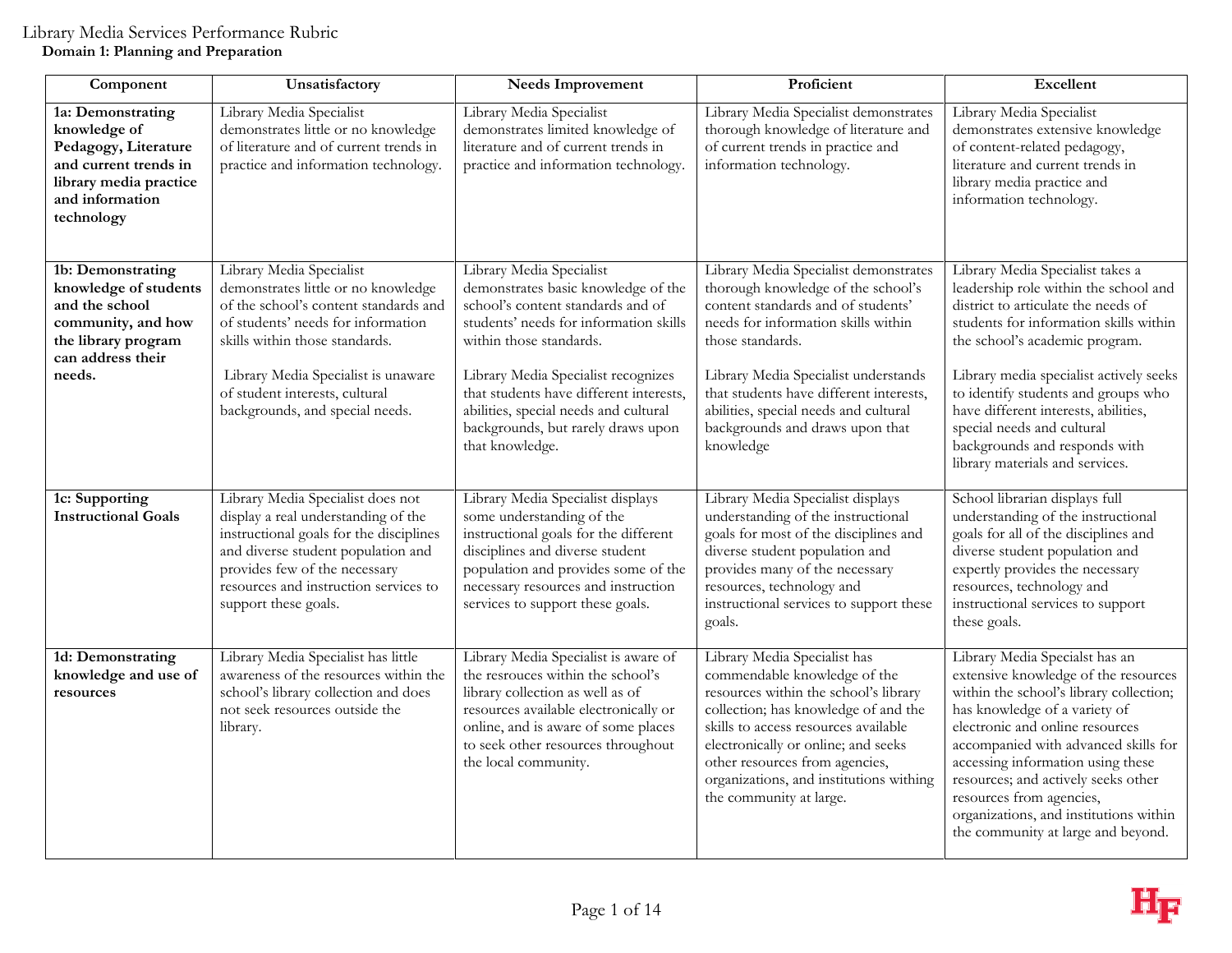# Library Media Services Performance Rubric

## Domain 1: Planning and Preparation

| Component | Unsatisfactory | Needs Improvement | Proficient | Excellent |
|---|---|---|---|---|
| **1a: Demonstrating knowledge of Pedagogy, Literature and current trends in library media practice and information technology** | Library Media Specialist demonstrates little or no knowledge of literature and of current trends in practice and information technology. | Library Media Specialist demonstrates limited knowledge of literature and of current trends in practice and information technology. | Library Media Specialist demonstrates thorough knowledge of literature and of current trends in practice and information technology. | Library Media Specialist demonstrates extensive knowledge of content-related pedagogy, literature and current trends in library media practice and information technology. |
| **1b: Demonstrating knowledge of students and the school community, and how the library program can address their needs.** | Library Media Specialist demonstrates little or no knowledge of the school's content standards and of students' needs for information skills within those standards.<br><br>Library Media Specialist is unaware of student interests, cultural backgrounds, and special needs. | Library Media Specialist demonstrates basic knowledge of the school's content standards and of students' needs for information skills within those standards.<br><br>Library Media Specialist recognizes that students have different interests, abilities, special needs and cultural backgrounds, but rarely draws upon that knowledge. | Library Media Specialist demonstrates thorough knowledge of the school's content standards and of students' needs for information skills within those standards.<br><br>Library Media Specialist understands that students have different interests, abilities, special needs and cultural backgrounds and draws upon that knowledge | Library Media Specialist takes a leadership role within the school and district to articulate the needs of students for information skills within the school's academic program.<br><br>Library media specialist actively seeks to identify students and groups who have different interests, abilities, special needs and cultural backgrounds and responds with library materials and services. |
| **1c: Supporting Instructional Goals** | Library Media Specialist does not display a real understanding of the instructional goals for the disciplines and diverse student population and provides few of the necessary resources and instruction services to support these goals. | Library Media Specialist displays some understanding of the instructional goals for the different disciplines and diverse student population and provides some of the necessary resources and instruction services to support these goals. | Library Media Specialist displays understanding of the instructional goals for most of the disciplines and diverse student population and provides many of the necessary resources, technology and instructional services to support these goals. | School librarian displays full understanding of the instructional goals for all of the disciplines and diverse student population and expertly provides the necessary resources, technology and instructional services to support these goals. |
| **1d: Demonstrating knowledge and use of resources** | Library Media Specialist has little awareness of the resources within the school's library collection and does not seek resources outside the library. | Library Media Specialist is aware of the resrouces within the school's library collection as well as of resources available electronically or online, and is aware of some places to seek other resources throughout the local community. | Library Media Specialist has commendable knowledge of the resources within the school's library collection; has knowledge of and the skills to access resources available electronically or online; and seeks other resources from agencies, organizations, and institutions withing the community at large. | Library Media Specialst has an extensive knowledge of the resources within the school's library collection; has knowledge of a variety of electronic and online resources accompanied with advanced skills for accessing information using these resources; and actively seeks other resources from agencies, organizations, and institutions within the community at large and beyond. |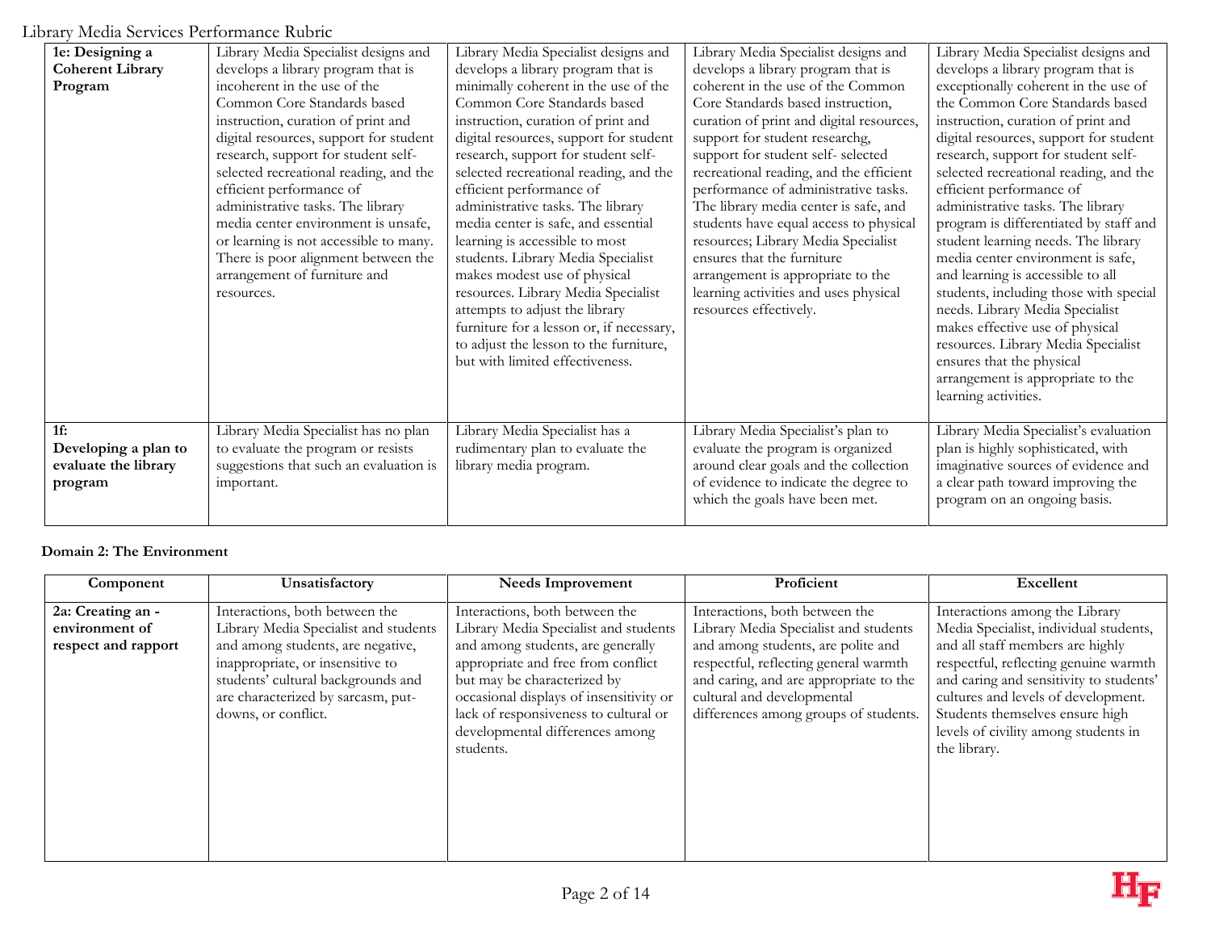| | | | | |
|---|---|---|---|---|
| **1e: Designing a Coherent Library Program** | Library Media Specialist designs and develops a library program that is incoherent in the use of the Common Core Standards based instruction, curation of print and digital resources, support for student research, support for student self-selected recreational reading, and the efficient performance of administrative tasks. The library media center environment is unsafe, or learning is not accessible to many. There is poor alignment between the arrangement of furniture and resources. | Library Media Specialist designs and develops a library program that is minimally coherent in the use of the Common Core Standards based instruction, curation of print and digital resources, support for student research, support for student self-selected recreational reading, and the efficient performance of administrative tasks. The library media center is safe, and essential learning is accessible to most students. Library Media Specialist makes modest use of physical resources. Library Media Specialist attempts to adjust the library furniture for a lesson or, if necessary, to adjust the lesson to the furniture, but with limited effectiveness. | Library Media Specialist designs and develops a library program that is coherent in the use of the Common Core Standards based instruction, curation of print and digital resources, support for student researchg, support for student self- selected recreational reading, and the efficient performance of administrative tasks. The library media center is safe, and students have equal access to physical resources; Library Media Specialist ensures that the furniture arrangement is appropriate to the learning activities and uses physical resources effectively. | Library Media Specialist designs and develops a library program that is exceptionally coherent in the use of the Common Core Standards based instruction, curation of print and digital resources, support for student research, support for student self-selected recreational reading, and the efficient performance of administrative tasks. The library program is differentiated by staff and student learning needs. The library media center environment is safe, and learning is accessible to all students, including those with special needs. Library Media Specialist makes effective use of physical resources. Library Media Specialist ensures that the physical arrangement is appropriate to the learning activities. |
| **1f: Developing a plan to evaluate the library program** | Library Media Specialist has no plan to evaluate the program or resists suggestions that such an evaluation is important. | Library Media Specialist has a rudimentary plan to evaluate the library media program. | Library Media Specialist's plan to evaluate the program is organized around clear goals and the collection of evidence to indicate the degree to which the goals have been met. | Library Media Specialist's evaluation plan is highly sophisticated, with imaginative sources of evidence and a clear path toward improving the program on an ongoing basis. |

**Domain 2: The Environment**

| Component | Unsatisfactory | Needs Improvement | Proficient | Excellent |
|---|---|---|---|---|
| **2a: Creating an - environment of respect and rapport** | Interactions, both between the Library Media Specialist and students and among students, are negative, inappropriate, or insensitive to students' cultural backgrounds and are characterized by sarcasm, put-downs, or conflict. | Interactions, both between the Library Media Specialist and students and among students, are generally appropriate and free from conflict but may be characterized by occasional displays of insensitivity or lack of responsiveness to cultural or developmental differences among students. | Interactions, both between the Library Media Specialist and students and among students, are polite and respectful, reflecting general warmth and caring, and are appropriate to the cultural and developmental differences among groups of students. | Interactions among the Library Media Specialist, individual students, and all staff members are highly respectful, reflecting genuine warmth and caring and sensitivity to students' cultures and levels of development. Students themselves ensure high levels of civility among students in the library. |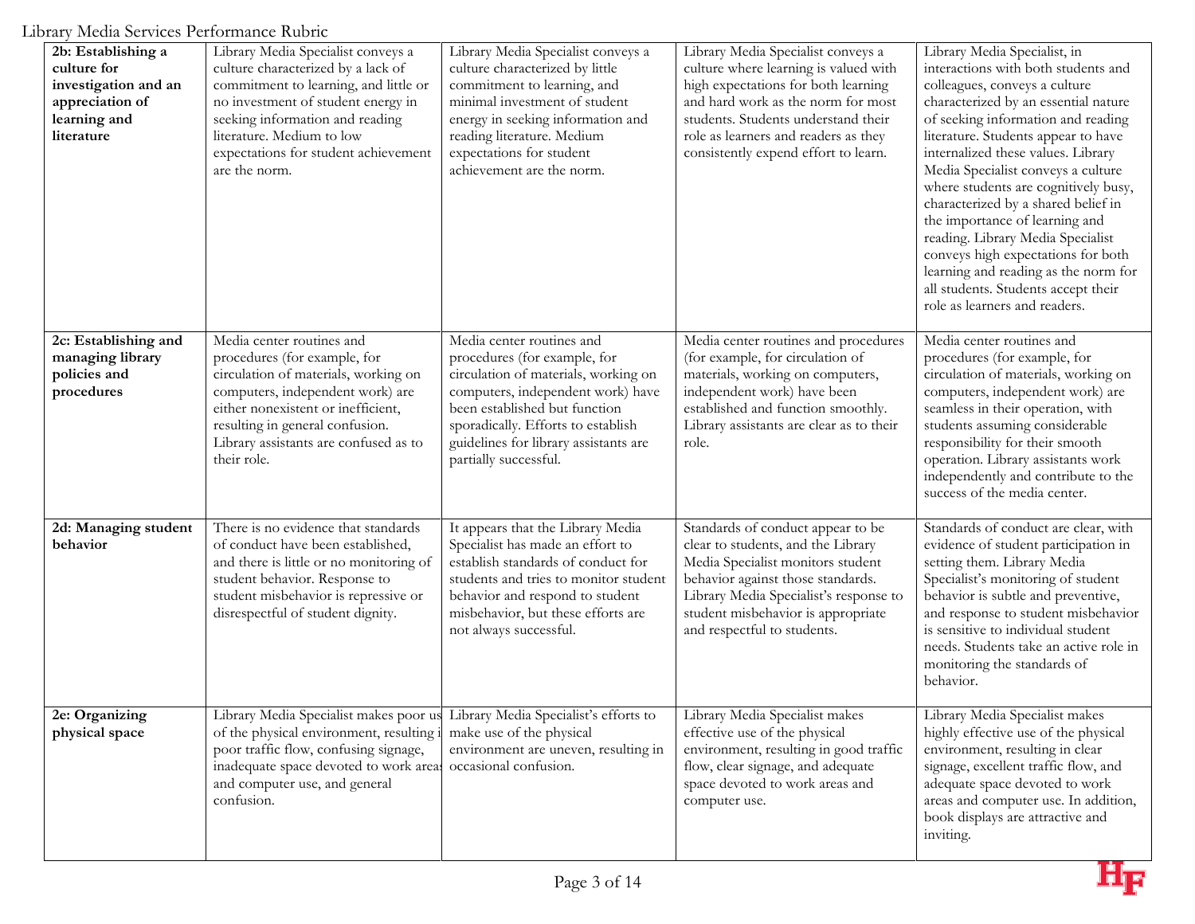Library Media Services Performance Rubric

| | | | | |
|---|---|---|---|---|
| **2b: Establishing a culture for investigation and an appreciation of learning and literature** | Library Media Specialist conveys a culture characterized by a lack of commitment to learning, and little or no investment of student energy in seeking information and reading literature. Medium to low expectations for student achievement are the norm. | Library Media Specialist conveys a culture characterized by little commitment to learning, and minimal investment of student energy in seeking information and reading literature. Medium expectations for student achievement are the norm. | Library Media Specialist conveys a culture where learning is valued with high expectations for both learning and hard work as the norm for most students. Students understand their role as learners and readers as they consistently expend effort to learn. | Library Media Specialist, in interactions with both students and colleagues, conveys a culture characterized by an essential nature of seeking information and reading literature. Students appear to have internalized these values. Library Media Specialist conveys a culture where students are cognitively busy, characterized by a shared belief in the importance of learning and reading. Library Media Specialist conveys high expectations for both learning and reading as the norm for all students. Students accept their role as learners and readers. |
| **2c: Establishing and managing library policies and procedures** | Media center routines and procedures (for example, for circulation of materials, working on computers, independent work) are either nonexistent or inefficient, resulting in general confusion. Library assistants are confused as to their role. | Media center routines and procedures (for example, for circulation of materials, working on computers, independent work) have been established but function sporadically. Efforts to establish guidelines for library assistants are partially successful. | Media center routines and procedures (for example, for circulation of materials, working on computers, independent work) have been established and function smoothly. Library assistants are clear as to their role. | Media center routines and procedures (for example, for circulation of materials, working on computers, independent work) are seamless in their operation, with students assuming considerable responsibility for their smooth operation. Library assistants work independently and contribute to the success of the media center. |
| **2d: Managing student behavior** | There is no evidence that standards of conduct have been established, and there is little or no monitoring of student behavior. Response to student misbehavior is repressive or disrespectful of student dignity. | It appears that the Library Media Specialist has made an effort to establish standards of conduct for students and tries to monitor student behavior and respond to student misbehavior, but these efforts are not always successful. | Standards of conduct appear to be clear to students, and the Library Media Specialist monitors student behavior against those standards. Library Media Specialist's response to student misbehavior is appropriate and respectful to students. | Standards of conduct are clear, with evidence of student participation in setting them. Library Media Specialist's monitoring of student behavior is subtle and preventive, and response to student misbehavior is sensitive to individual student needs. Students take an active role in monitoring the standards of behavior. |
| **2e: Organizing physical space** | Library Media Specialist makes poor use of the physical environment, resulting in poor traffic flow, confusing signage, inadequate space devoted to work areas and computer use, and general confusion. | Library Media Specialist's efforts to make use of the physical environment are uneven, resulting in occasional confusion. | Library Media Specialist makes effective use of the physical environment, resulting in good traffic flow, clear signage, and adequate space devoted to work areas and computer use. | Library Media Specialist makes highly effective use of the physical environment, resulting in clear signage, excellent traffic flow, and adequate space devoted to work areas and computer use. In addition, book displays are attractive and inviting. |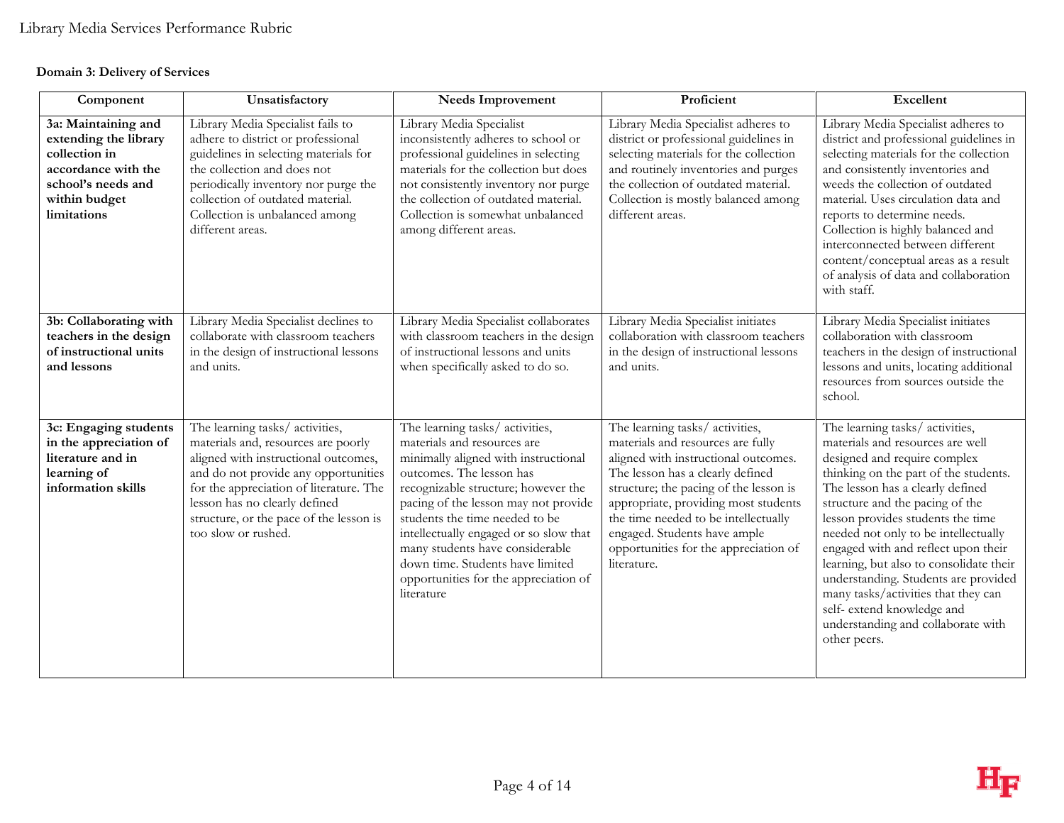## Domain 3: Delivery of Services

| Component | Unsatisfactory | Needs Improvement | Proficient | Excellent |
|---|---|---|---|---|
| **3a: Maintaining and extending the library collection in accordance with the school's needs and within budget limitations** | Library Media Specialist fails to adhere to district or professional guidelines in selecting materials for the collection and does not periodically inventory nor purge the collection of outdated material. Collection is unbalanced among different areas. | Library Media Specialist inconsistently adheres to school or professional guidelines in selecting materials for the collection but does not consistently inventory nor purge the collection of outdated material. Collection is somewhat unbalanced among different areas. | Library Media Specialist adheres to district or professional guidelines in selecting materials for the collection and routinely inventories and purges the collection of outdated material. Collection is mostly balanced among different areas. | Library Media Specialist adheres to district and professional guidelines in selecting materials for the collection and consistently inventories and weeds the collection of outdated material. Uses circulation data and reports to determine needs. Collection is highly balanced and interconnected between different content/conceptual areas as a result of analysis of data and collaboration with staff. |
| **3b: Collaborating with teachers in the design of instructional units and lessons** | Library Media Specialist declines to collaborate with classroom teachers in the design of instructional lessons and units. | Library Media Specialist collaborates with classroom teachers in the design of instructional lessons and units when specifically asked to do so. | Library Media Specialist initiates collaboration with classroom teachers in the design of instructional lessons and units. | Library Media Specialist initiates collaboration with classroom teachers in the design of instructional lessons and units, locating additional resources from sources outside the school. |
| **3c: Engaging students in the appreciation of literature and in learning of information skills** | The learning tasks/ activities, materials and, resources are poorly aligned with instructional outcomes, and do not provide any opportunities for the appreciation of literature. The lesson has no clearly defined structure, or the pace of the lesson is too slow or rushed. | The learning tasks/ activities, materials and resources are minimally aligned with instructional outcomes. The lesson has recognizable structure; however the pacing of the lesson may not provide students the time needed to be intellectually engaged or so slow that many students have considerable down time. Students have limited opportunities for the appreciation of literature | The learning tasks/ activities, materials and resources are fully aligned with instructional outcomes. The lesson has a clearly defined structure; the pacing of the lesson is appropriate, providing most students the time needed to be intellectually engaged. Students have ample opportunities for the appreciation of literature. | The learning tasks/ activities, materials and resources are well designed and require complex thinking on the part of the students. The lesson has a clearly defined structure and the pacing of the lesson provides students the time needed not only to be intellectually engaged with and reflect upon their learning, but also to consolidate their understanding. Students are provided many tasks/activities that they can self- extend knowledge and understanding and collaborate with other peers. |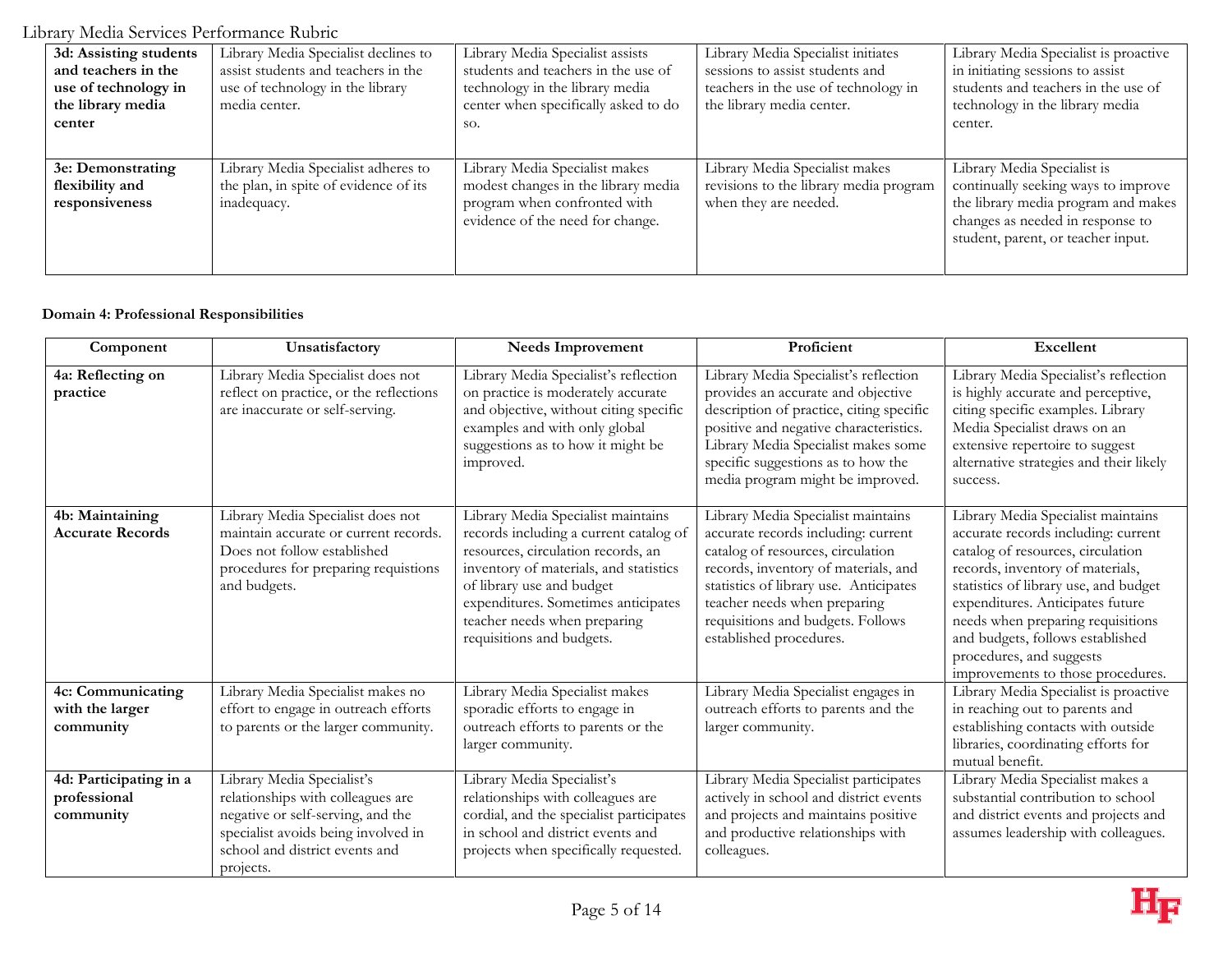| 3d: Assisting students and teachers in the use of technology in the library media center | Library Media Specialist declines to assist students and teachers in the use of technology in the library media center. | Library Media Specialist assists students and teachers in the use of technology in the library media center when specifically asked to do so. | Library Media Specialist initiates sessions to assist students and teachers in the use of technology in the library media center. | Library Media Specialist is proactive in initiating sessions to assist students and teachers in the use of technology in the library media center. |
|---|---|---|---|---|
| **3e: Demonstrating flexibility and responsiveness** | Library Media Specialist adheres to the plan, in spite of evidence of its inadequacy. | Library Media Specialist makes modest changes in the library media program when confronted with evidence of the need for change. | Library Media Specialist makes revisions to the library media program when they are needed. | Library Media Specialist is continually seeking ways to improve the library media program and makes changes as needed in response to student, parent, or teacher input. |

**Domain 4: Professional Responsibilities**

| Component | Unsatisfactory | Needs Improvement | Proficient | Excellent |
|---|---|---|---|---|
| **4a: Reflecting on practice** | Library Media Specialist does not reflect on practice, or the reflections are inaccurate or self-serving. | Library Media Specialist's reflection on practice is moderately accurate and objective, without citing specific examples and with only global suggestions as to how it might be improved. | Library Media Specialist's reflection provides an accurate and objective description of practice, citing specific positive and negative characteristics. Library Media Specialist makes some specific suggestions as to how the media program might be improved. | Library Media Specialist's reflection is highly accurate and perceptive, citing specific examples. Library Media Specialist draws on an extensive repertoire to suggest alternative strategies and their likely success. |
| **4b: Maintaining Accurate Records** | Library Media Specialist does not maintain accurate or current records. Does not follow established procedures for preparing requistions and budgets. | Library Media Specialist maintains records including a current catalog of resources, circulation records, an inventory of materials, and statistics of library use and budget expenditures. Sometimes anticipates teacher needs when preparing requisitions and budgets. | Library Media Specialist maintains accurate records including: current catalog of resources, circulation records, inventory of materials, and statistics of library use. Anticipates teacher needs when preparing requisitions and budgets. Follows established procedures. | Library Media Specialist maintains accurate records including: current catalog of resources, circulation records, inventory of materials, statistics of library use, and budget expenditures. Anticipates future needs when preparing requisitions and budgets, follows established procedures, and suggests improvements to those procedures. |
| **4c: Communicating with the larger community** | Library Media Specialist makes no effort to engage in outreach efforts to parents or the larger community. | Library Media Specialist makes sporadic efforts to engage in outreach efforts to parents or the larger community. | Library Media Specialist engages in outreach efforts to parents and the larger community. | Library Media Specialist is proactive in reaching out to parents and establishing contacts with outside libraries, coordinating efforts for mutual benefit. |
| **4d: Participating in a professional community** | Library Media Specialist's relationships with colleagues are negative or self-serving, and the specialist avoids being involved in school and district events and projects. | Library Media Specialist's relationships with colleagues are cordial, and the specialist participates in school and district events and projects when specifically requested. | Library Media Specialist participates actively in school and district events and projects and maintains positive and productive relationships with colleagues. | Library Media Specialist makes a substantial contribution to school and district events and projects and assumes leadership with colleagues. |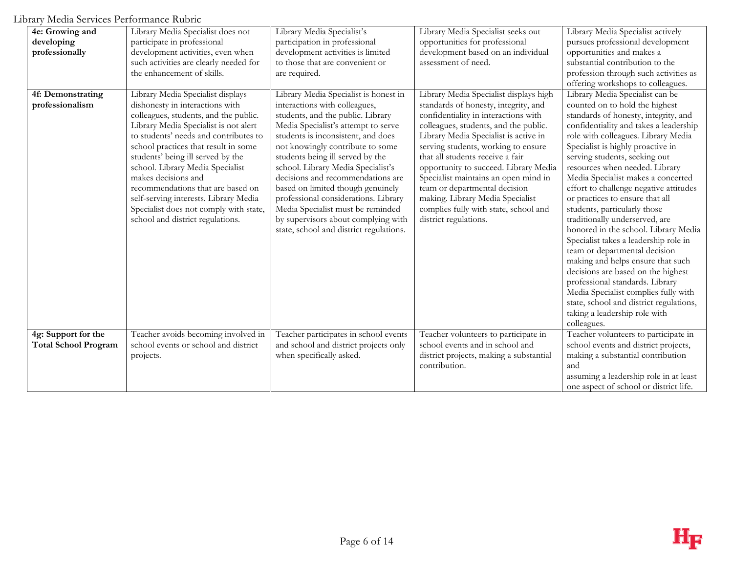| 4e: Growing and developing professionally | Library Media Specialist does not participate in professional development activities, even when such activities are clearly needed for the enhancement of skills. | Library Media Specialist's participation in professional development activities is limited to those that are convenient or are required. | Library Media Specialist seeks out opportunities for professional development based on an individual assessment of need. | Library Media Specialist actively pursues professional development opportunities and makes a substantial contribution to the profession through such activities as offering workshops to colleagues. |
|---|---|---|---|---|
| **4f: Demonstrating professionalism** | Library Media Specialist displays dishonesty in interactions with colleagues, students, and the public. Library Media Specialist is not alert to students' needs and contributes to school practices that result in some students' being ill served by the school. Library Media Specialist makes decisions and recommendations that are based on self-serving interests. Library Media Specialist does not comply with state, school and district regulations. | Library Media Specialist is honest in interactions with colleagues, students, and the public. Library Media Specialist's attempt to serve students is inconsistent, and does not knowingly contribute to some students being ill served by the school. Library Media Specialist's decisions and recommendations are based on limited though genuinely professional considerations. Library Media Specialist must be reminded by supervisors about complying with state, school and district regulations. | Library Media Specialist displays high standards of honesty, integrity, and confidentiality in interactions with colleagues, students, and the public. Library Media Specialist is active in serving students, working to ensure that all students receive a fair opportunity to succeed. Library Media Specialist maintains an open mind in team or departmental decision making. Library Media Specialist complies fully with state, school and district regulations. | Library Media Specialist can be counted on to hold the highest standards of honesty, integrity, and confidentiality and takes a leadership role with colleagues. Library Media Specialist is highly proactive in serving students, seeking out resources when needed. Library Media Specialist makes a concerted effort to challenge negative attitudes or practices to ensure that all students, particularly those traditionally underserved, are honored in the school. Library Media Specialist takes a leadership role in team or departmental decision making and helps ensure that such decisions are based on the highest professional standards. Library Media Specialist complies fully with state, school and district regulations, taking a leadership role with colleagues. |
| **4g: Support for the Total School Program** | Teacher avoids becoming involved in school events or school and district projects. | Teacher participates in school events and school and district projects only when specifically asked. | Teacher volunteers to participate in school events and in school and district projects, making a substantial contribution. | Teacher volunteers to participate in school events and district projects, making a substantial contribution and assuming a leadership role in at least one aspect of school or district life. |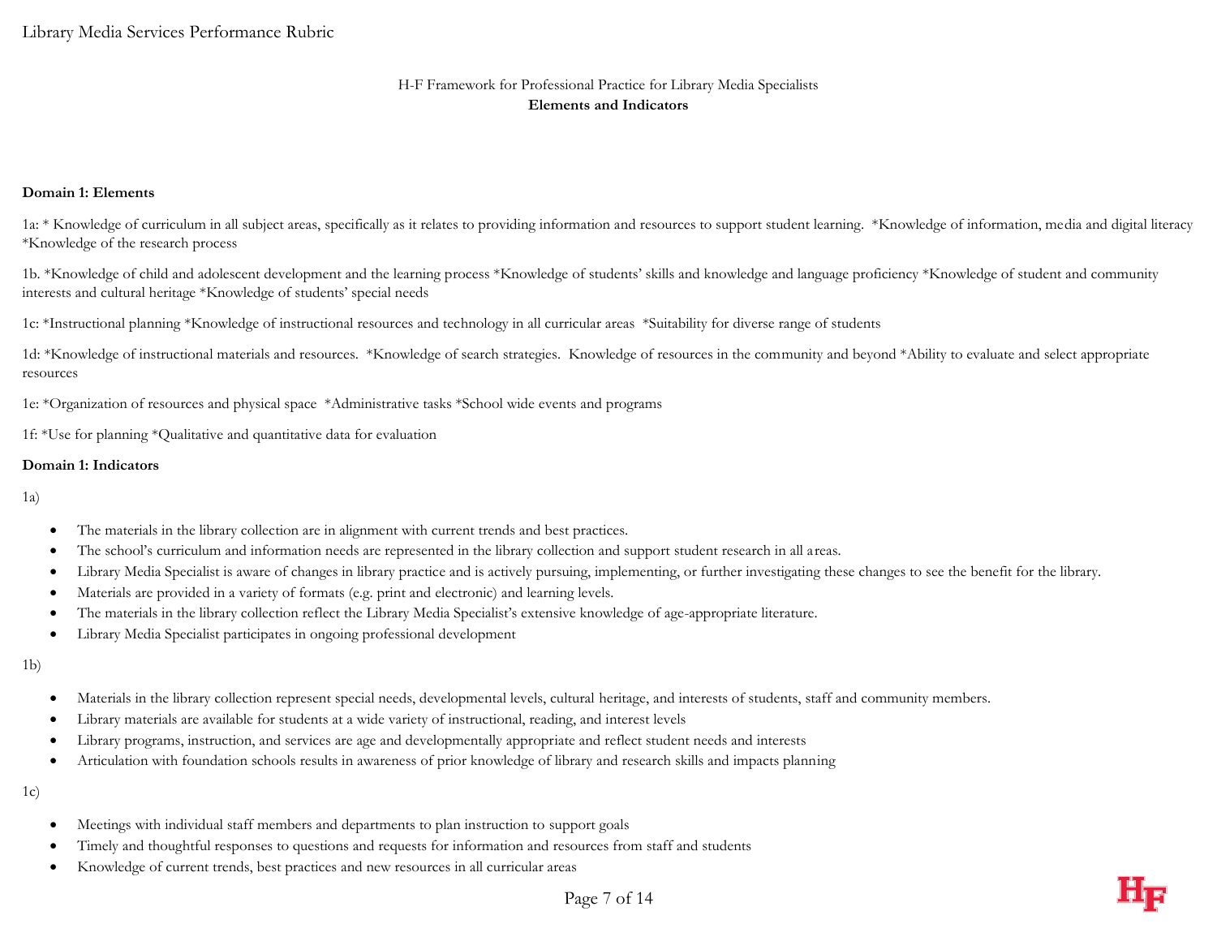H-F Framework for Professional Practice for Library Media Specialists

**Elements and Indicators**

**Domain 1: Elements**

1a: * Knowledge of curriculum in all subject areas, specifically as it relates to providing information and resources to support student learning. *Knowledge of information, media and digital literacy *Knowledge of the research process

1b. *Knowledge of child and adolescent development and the learning process *Knowledge of students' skills and knowledge and language proficiency *Knowledge of student and community interests and cultural heritage *Knowledge of students' special needs

1c: *Instructional planning *Knowledge of instructional resources and technology in all curricular areas *Suitability for diverse range of students

1d: *Knowledge of instructional materials and resources. *Knowledge of search strategies. Knowledge of resources in the community and beyond *Ability to evaluate and select appropriate resources

1e: *Organization of resources and physical space *Administrative tasks *School wide events and programs

1f: *Use for planning *Qualitative and quantitative data for evaluation

**Domain 1: Indicators**

1a)

- The materials in the library collection are in alignment with current trends and best practices.
- The school's curriculum and information needs are represented in the library collection and support student research in all areas.
- Library Media Specialist is aware of changes in library practice and is actively pursuing, implementing, or further investigating these changes to see the benefit for the library.
- Materials are provided in a variety of formats (e.g. print and electronic) and learning levels.
- The materials in the library collection reflect the Library Media Specialist's extensive knowledge of age-appropriate literature.
- Library Media Specialist participates in ongoing professional development

1b)

- Materials in the library collection represent special needs, developmental levels, cultural heritage, and interests of students, staff and community members.
- Library materials are available for students at a wide variety of instructional, reading, and interest levels
- Library programs, instruction, and services are age and developmentally appropriate and reflect student needs and interests
- Articulation with foundation schools results in awareness of prior knowledge of library and research skills and impacts planning

1c)

- Meetings with individual staff members and departments to plan instruction to support goals
- Timely and thoughtful responses to questions and requests for information and resources from staff and students
- Knowledge of current trends, best practices and new resources in all curricular areas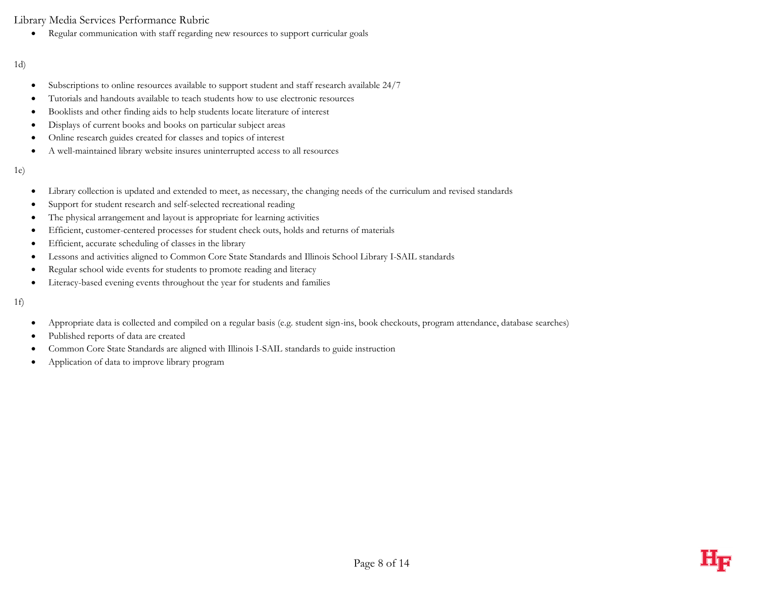- Regular communication with staff regarding new resources to support curricular goals

1d)

- Subscriptions to online resources available to support student and staff research available 24/7
- Tutorials and handouts available to teach students how to use electronic resources
- Booklists and other finding aids to help students locate literature of interest
- Displays of current books and books on particular subject areas
- Online research guides created for classes and topics of interest
- A well-maintained library website insures uninterrupted access to all resources

1e)

- Library collection is updated and extended to meet, as necessary, the changing needs of the curriculum and revised standards
- Support for student research and self-selected recreational reading
- The physical arrangement and layout is appropriate for learning activities
- Efficient, customer-centered processes for student check outs, holds and returns of materials
- Efficient, accurate scheduling of classes in the library
- Lessons and activities aligned to Common Core State Standards and Illinois School Library I-SAIL standards
- Regular school wide events for students to promote reading and literacy
- Literacy-based evening events throughout the year for students and families

1f)

- Appropriate data is collected and compiled on a regular basis (e.g. student sign-ins, book checkouts, program attendance, database searches)
- Published reports of data are created
- Common Core State Standards are aligned with Illinois I-SAIL standards to guide instruction
- Application of data to improve library program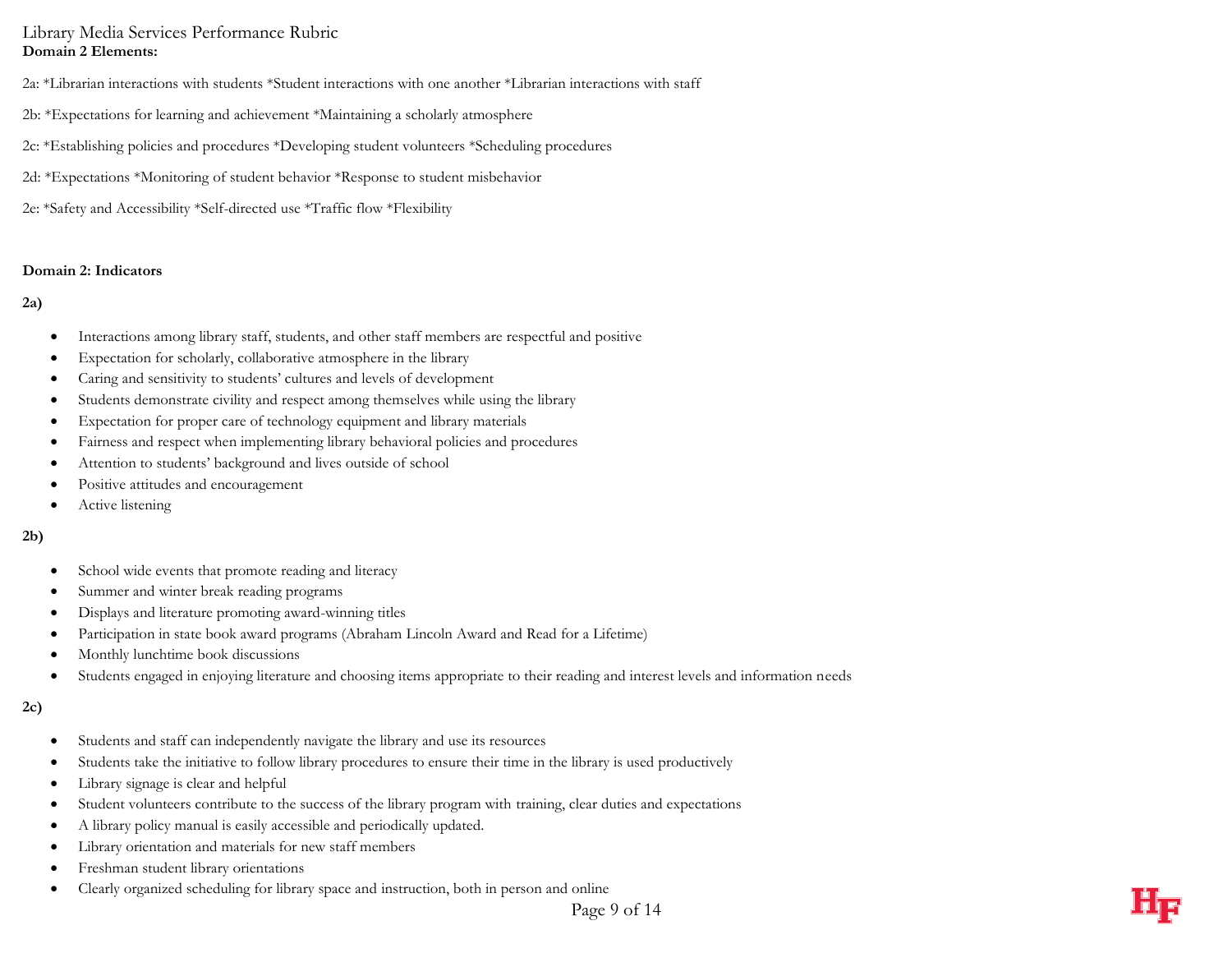Library Media Services Performance Rubric

**Domain 2 Elements:**

2a: *Librarian interactions with students *Student interactions with one another *Librarian interactions with staff

2b: *Expectations for learning and achievement *Maintaining a scholarly atmosphere

2c: *Establishing policies and procedures *Developing student volunteers *Scheduling procedures

2d: *Expectations *Monitoring of student behavior *Response to student misbehavior

2e: *Safety and Accessibility *Self-directed use *Traffic flow *Flexibility

**Domain 2: Indicators**

**2a)**

- Interactions among library staff, students, and other staff members are respectful and positive
- Expectation for scholarly, collaborative atmosphere in the library
- Caring and sensitivity to students' cultures and levels of development
- Students demonstrate civility and respect among themselves while using the library
- Expectation for proper care of technology equipment and library materials
- Fairness and respect when implementing library behavioral policies and procedures
- Attention to students' background and lives outside of school
- Positive attitudes and encouragement
- Active listening

**2b)**

- School wide events that promote reading and literacy
- Summer and winter break reading programs
- Displays and literature promoting award-winning titles
- Participation in state book award programs (Abraham Lincoln Award and Read for a Lifetime)
- Monthly lunchtime book discussions
- Students engaged in enjoying literature and choosing items appropriate to their reading and interest levels and information needs

**2c)**

- Students and staff can independently navigate the library and use its resources
- Students take the initiative to follow library procedures to ensure their time in the library is used productively
- Library signage is clear and helpful
- Student volunteers contribute to the success of the library program with training, clear duties and expectations
- A library policy manual is easily accessible and periodically updated.
- Library orientation and materials for new staff members
- Freshman student library orientations
- Clearly organized scheduling for library space and instruction, both in person and online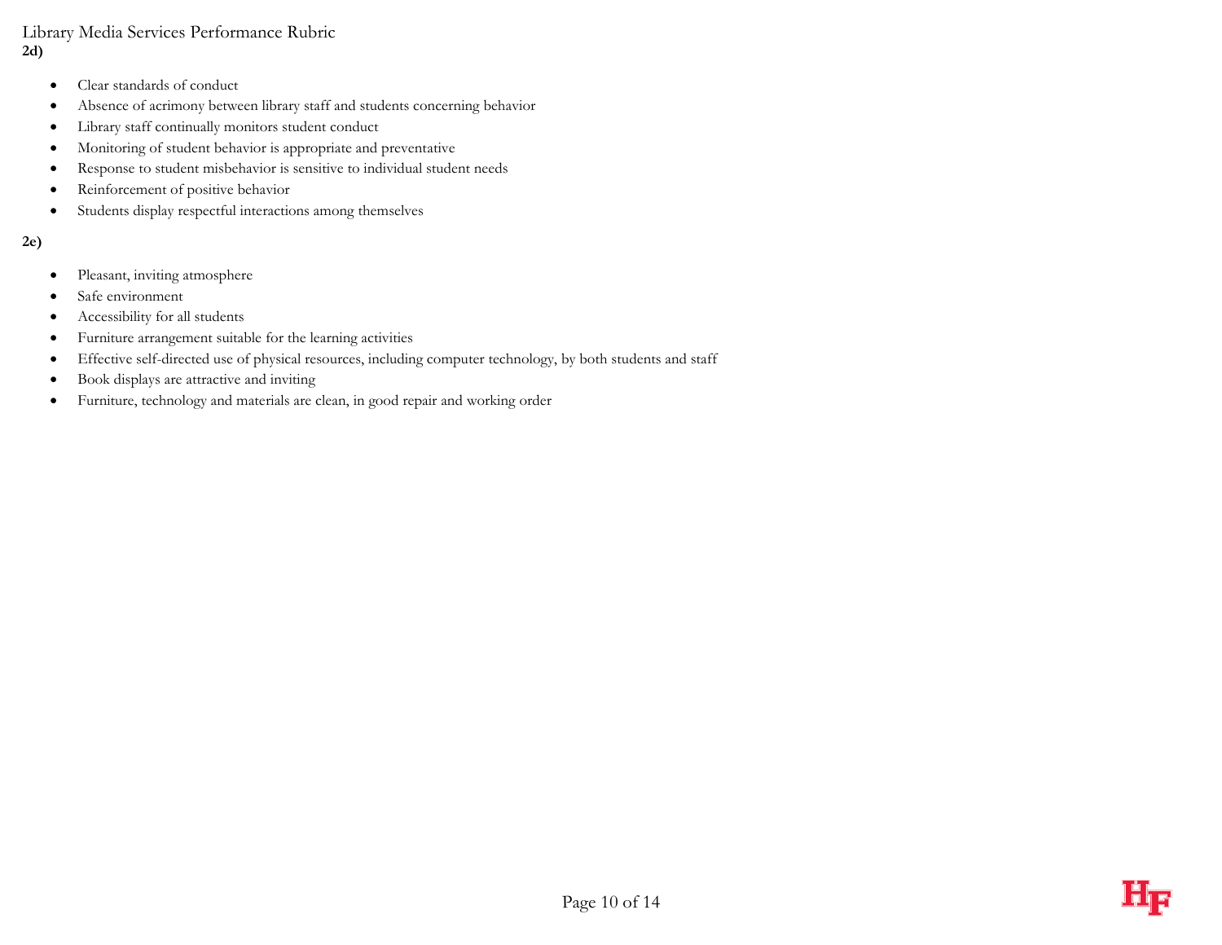**2d)**

- Clear standards of conduct
- Absence of acrimony between library staff and students concerning behavior
- Library staff continually monitors student conduct
- Monitoring of student behavior is appropriate and preventative
- Response to student misbehavior is sensitive to individual student needs
- Reinforcement of positive behavior
- Students display respectful interactions among themselves

**2e)**

- Pleasant, inviting atmosphere
- Safe environment
- Accessibility for all students
- Furniture arrangement suitable for the learning activities
- Effective self-directed use of physical resources, including computer technology, by both students and staff
- Book displays are attractive and inviting
- Furniture, technology and materials are clean, in good repair and working order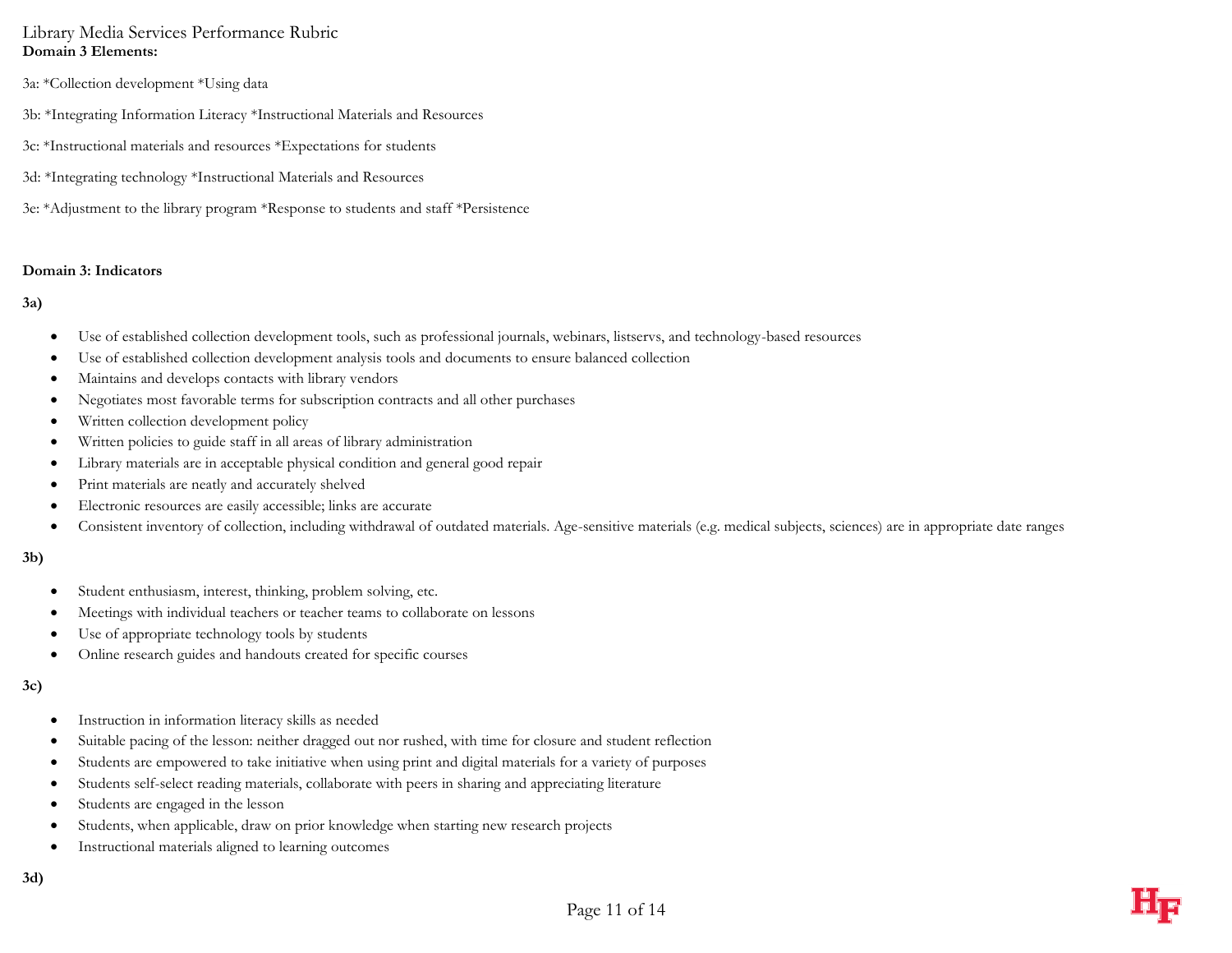Library Media Services Performance Rubric

**Domain 3 Elements:**

3a: *Collection development *Using data

3b: *Integrating Information Literacy *Instructional Materials and Resources

3c: *Instructional materials and resources *Expectations for students

3d: *Integrating technology *Instructional Materials and Resources

3e: *Adjustment to the library program *Response to students and staff *Persistence

**Domain 3: Indicators**

**3a)**

- Use of established collection development tools, such as professional journals, webinars, listservs, and technology-based resources
- Use of established collection development analysis tools and documents to ensure balanced collection
- Maintains and develops contacts with library vendors
- Negotiates most favorable terms for subscription contracts and all other purchases
- Written collection development policy
- Written policies to guide staff in all areas of library administration
- Library materials are in acceptable physical condition and general good repair
- Print materials are neatly and accurately shelved
- Electronic resources are easily accessible; links are accurate
- Consistent inventory of collection, including withdrawal of outdated materials. Age-sensitive materials (e.g. medical subjects, sciences) are in appropriate date ranges

**3b)**

- Student enthusiasm, interest, thinking, problem solving, etc.
- Meetings with individual teachers or teacher teams to collaborate on lessons
- Use of appropriate technology tools by students
- Online research guides and handouts created for specific courses

**3c)**

- Instruction in information literacy skills as needed
- Suitable pacing of the lesson: neither dragged out nor rushed, with time for closure and student reflection
- Students are empowered to take initiative when using print and digital materials for a variety of purposes
- Students self-select reading materials, collaborate with peers in sharing and appreciating literature
- Students are engaged in the lesson
- Students, when applicable, draw on prior knowledge when starting new research projects
- Instructional materials aligned to learning outcomes

**3d)**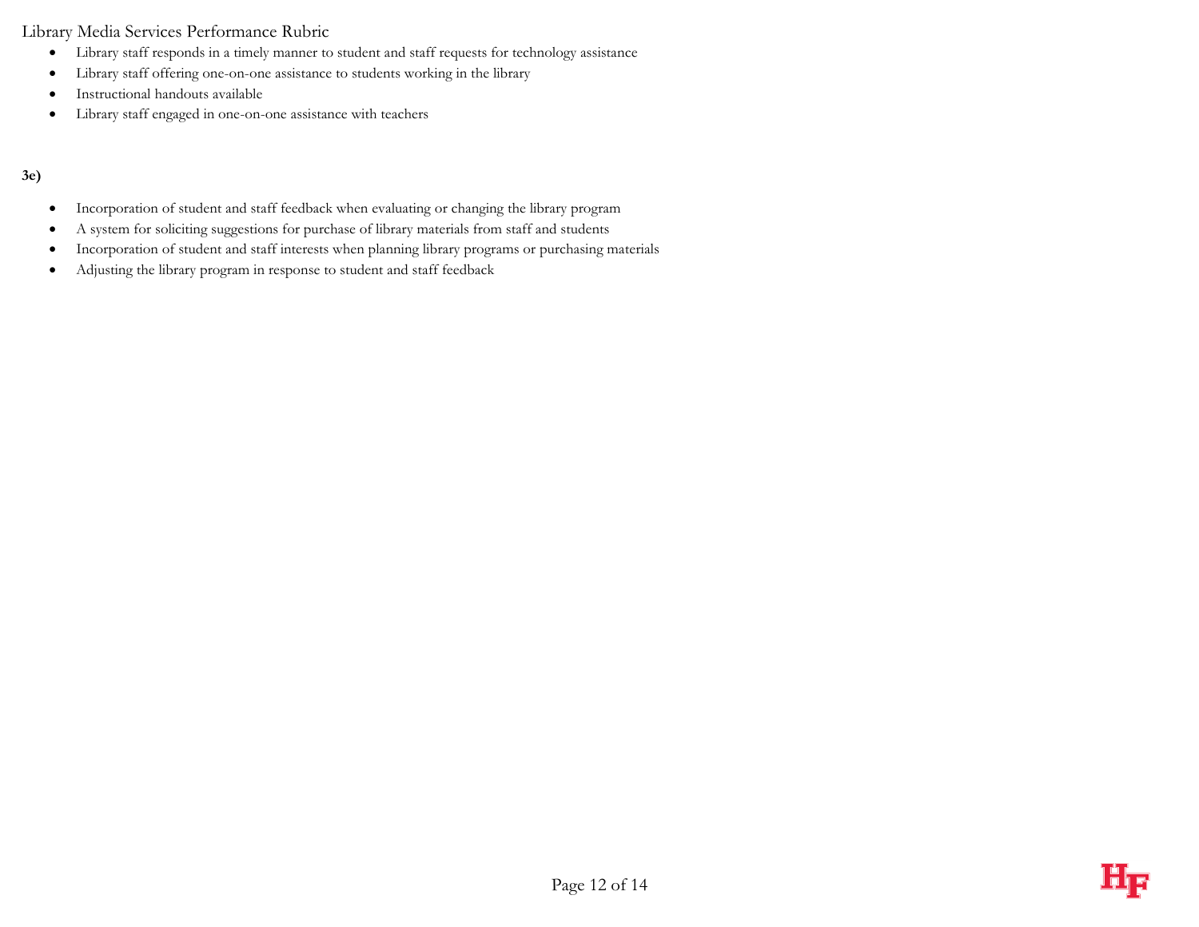- Library staff responds in a timely manner to student and staff requests for technology assistance
- Library staff offering one-on-one assistance to students working in the library
- Instructional handouts available
- Library staff engaged in one-on-one assistance with teachers

**3e)**

- Incorporation of student and staff feedback when evaluating or changing the library program
- A system for soliciting suggestions for purchase of library materials from staff and students
- Incorporation of student and staff interests when planning library programs or purchasing materials
- Adjusting the library program in response to student and staff feedback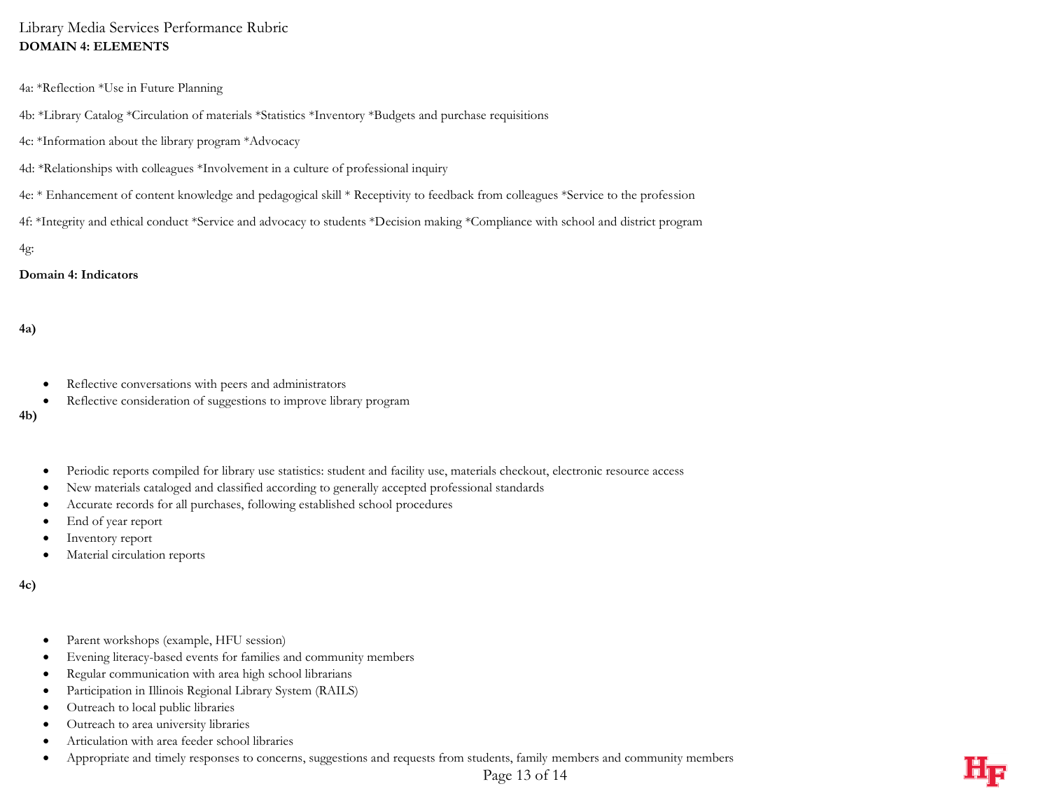Library Media Services Performance Rubric

**DOMAIN 4: ELEMENTS**

4a: *Reflection *Use in Future Planning

4b: *Library Catalog *Circulation of materials *Statistics *Inventory *Budgets and purchase requisitions

4c: *Information about the library program *Advocacy

4d: *Relationships with colleagues *Involvement in a culture of professional inquiry

4e: * Enhancement of content knowledge and pedagogical skill * Receptivity to feedback from colleagues *Service to the profession

4f: *Integrity and ethical conduct *Service and advocacy to students *Decision making *Compliance with school and district program

4g:

**Domain 4: Indicators**

**4a)**

- Reflective conversations with peers and administrators
- Reflective consideration of suggestions to improve library program

**4b)**

- Periodic reports compiled for library use statistics: student and facility use, materials checkout, electronic resource access
- New materials cataloged and classified according to generally accepted professional standards
- Accurate records for all purchases, following established school procedures
- End of year report
- Inventory report
- Material circulation reports

**4c)**

- Parent workshops (example, HFU session)
- Evening literacy-based events for families and community members
- Regular communication with area high school librarians
- Participation in Illinois Regional Library System (RAILS)
- Outreach to local public libraries
- Outreach to area university libraries
- Articulation with area feeder school libraries
- Appropriate and timely responses to concerns, suggestions and requests from students, family members and community members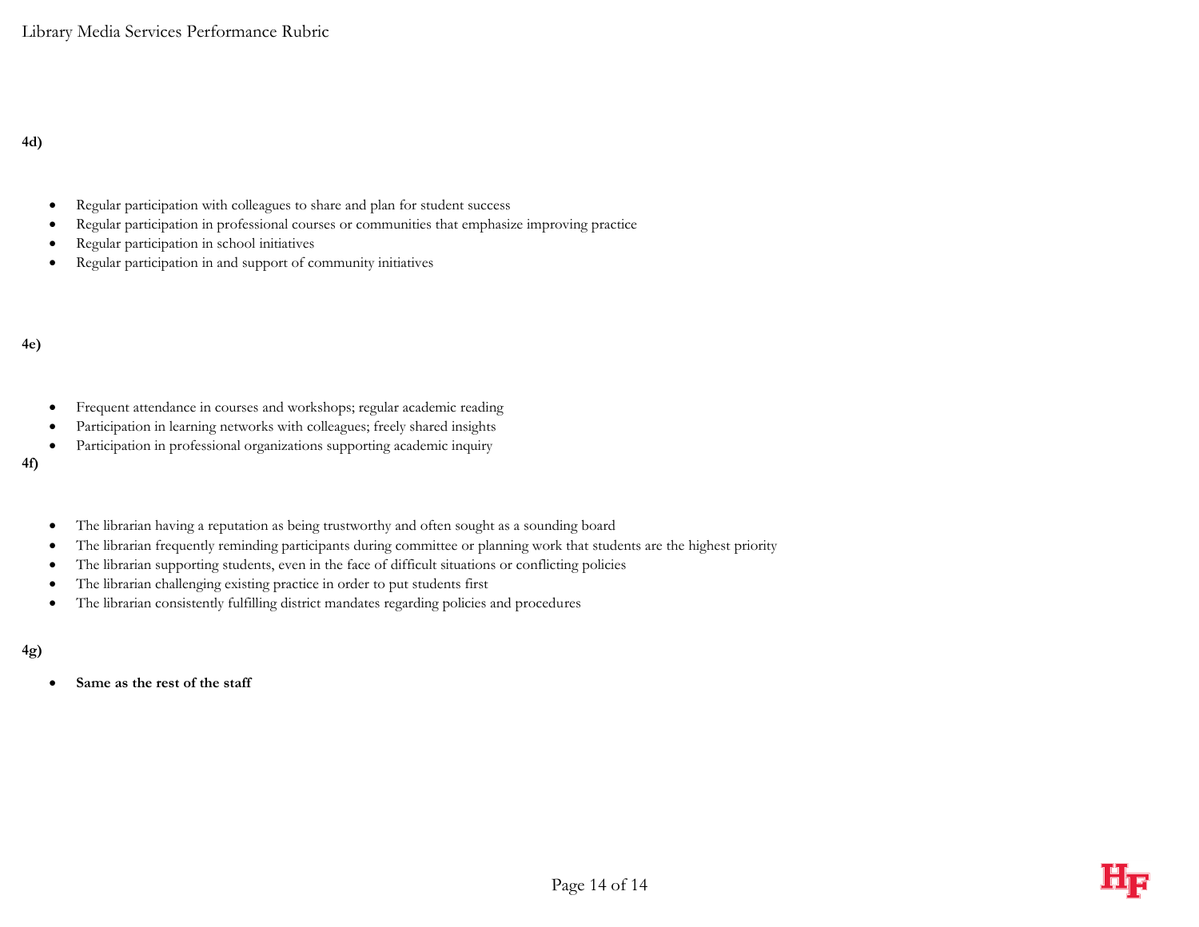**4d)**

- Regular participation with colleagues to share and plan for student success
- Regular participation in professional courses or communities that emphasize improving practice
- Regular participation in school initiatives
- Regular participation in and support of community initiatives

**4e)**

- Frequent attendance in courses and workshops; regular academic reading
- Participation in learning networks with colleagues; freely shared insights
- Participation in professional organizations supporting academic inquiry

**4f)**

- The librarian having a reputation as being trustworthy and often sought as a sounding board
- The librarian frequently reminding participants during committee or planning work that students are the highest priority
- The librarian supporting students, even in the face of difficult situations or conflicting policies
- The librarian challenging existing practice in order to put students first
- The librarian consistently fulfilling district mandates regarding policies and procedures

**4g)**

- **Same as the rest of the staff**